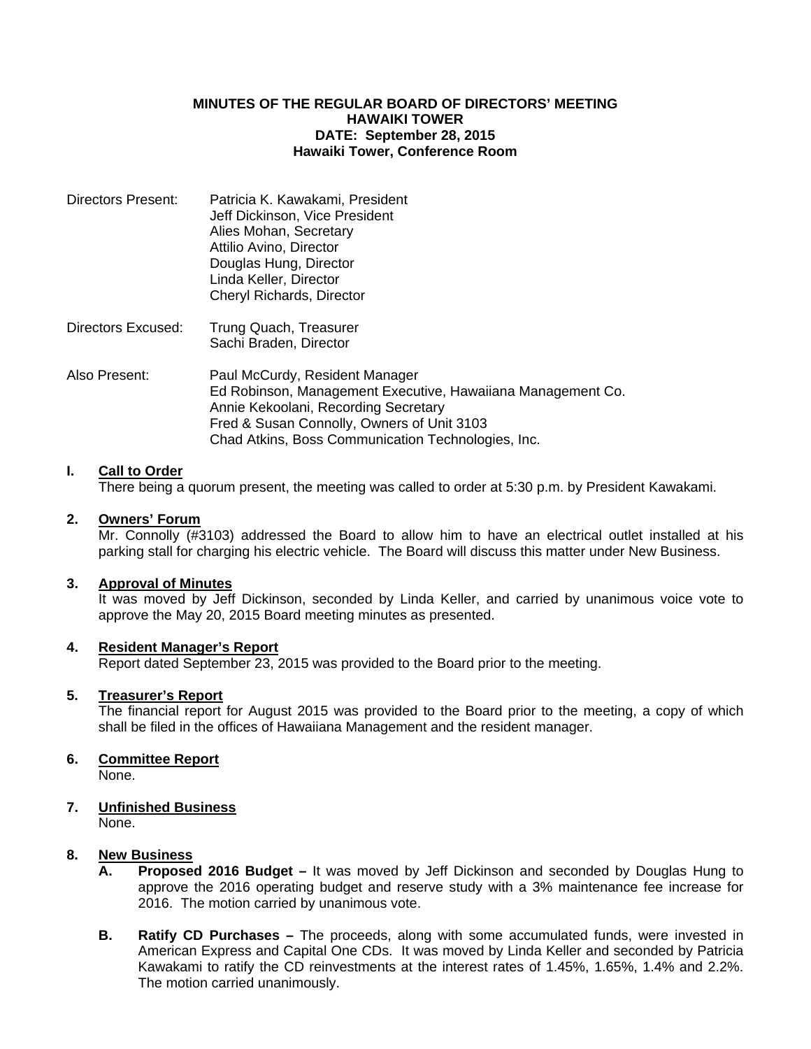**MINUTES OF THE REGULAR BOARD OF DIRECTORS' MEETING**
**HAWAIKI TOWER**
**DATE: September 28, 2015**
**Hawaiki Tower, Conference Room**

Directors Present: Patricia K. Kawakami, President
Jeff Dickinson, Vice President
Alies Mohan, Secretary
Attilio Avino, Director
Douglas Hung, Director
Linda Keller, Director
Cheryl Richards, Director

Directors Excused: Trung Quach, Treasurer
Sachi Braden, Director

Also Present: Paul McCurdy, Resident Manager
Ed Robinson, Management Executive, Hawaiiana Management Co.
Annie Kekoolani, Recording Secretary
Fred & Susan Connolly, Owners of Unit 3103
Chad Atkins, Boss Communication Technologies, Inc.

**I. Call to Order**

There being a quorum present, the meeting was called to order at 5:30 p.m. by President Kawakami.

**2. Owners' Forum**

Mr. Connolly (#3103) addressed the Board to allow him to have an electrical outlet installed at his parking stall for charging his electric vehicle. The Board will discuss this matter under New Business.

**3. Approval of Minutes**

It was moved by Jeff Dickinson, seconded by Linda Keller, and carried by unanimous voice vote to approve the May 20, 2015 Board meeting minutes as presented.

**4. Resident Manager's Report**

Report dated September 23, 2015 was provided to the Board prior to the meeting.

**5. Treasurer's Report**

The financial report for August 2015 was provided to the Board prior to the meeting, a copy of which shall be filed in the offices of Hawaiiana Management and the resident manager.

**6. Committee Report**

None.

**7. Unfinished Business**

None.

**8. New Business**

- **A. Proposed 2016 Budget –** It was moved by Jeff Dickinson and seconded by Douglas Hung to approve the 2016 operating budget and reserve study with a 3% maintenance fee increase for 2016. The motion carried by unanimous vote.

- **B. Ratify CD Purchases –** The proceeds, along with some accumulated funds, were invested in American Express and Capital One CDs. It was moved by Linda Keller and seconded by Patricia Kawakami to ratify the CD reinvestments at the interest rates of 1.45%, 1.65%, 1.4% and 2.2%. The motion carried unanimously.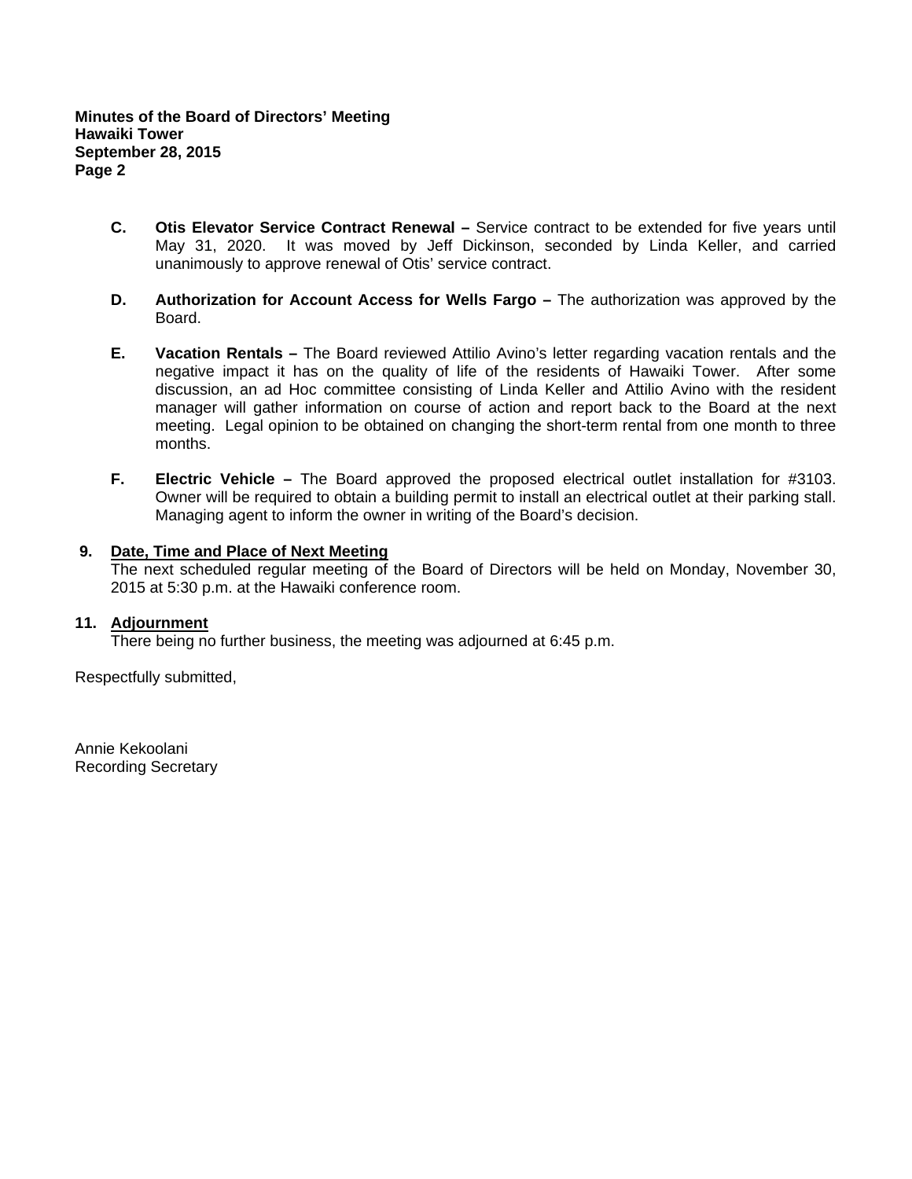- **C. Otis Elevator Service Contract Renewal –** Service contract to be extended for five years until May 31, 2020. It was moved by Jeff Dickinson, seconded by Linda Keller, and carried unanimously to approve renewal of Otis' service contract.

- **D. Authorization for Account Access for Wells Fargo –** The authorization was approved by the Board.

- **E. Vacation Rentals –** The Board reviewed Attilio Avino's letter regarding vacation rentals and the negative impact it has on the quality of life of the residents of Hawaiki Tower. After some discussion, an ad Hoc committee consisting of Linda Keller and Attilio Avino with the resident manager will gather information on course of action and report back to the Board at the next meeting. Legal opinion to be obtained on changing the short-term rental from one month to three months.

- **F. Electric Vehicle –** The Board approved the proposed electrical outlet installation for #3103. Owner will be required to obtain a building permit to install an electrical outlet at their parking stall. Managing agent to inform the owner in writing of the Board's decision.

**9. Date, Time and Place of Next Meeting**

The next scheduled regular meeting of the Board of Directors will be held on Monday, November 30, 2015 at 5:30 p.m. at the Hawaiki conference room.

**11. Adjournment**

There being no further business, the meeting was adjourned at 6:45 p.m.

Respectfully submitted,

Annie Kekoolani
Recording Secretary